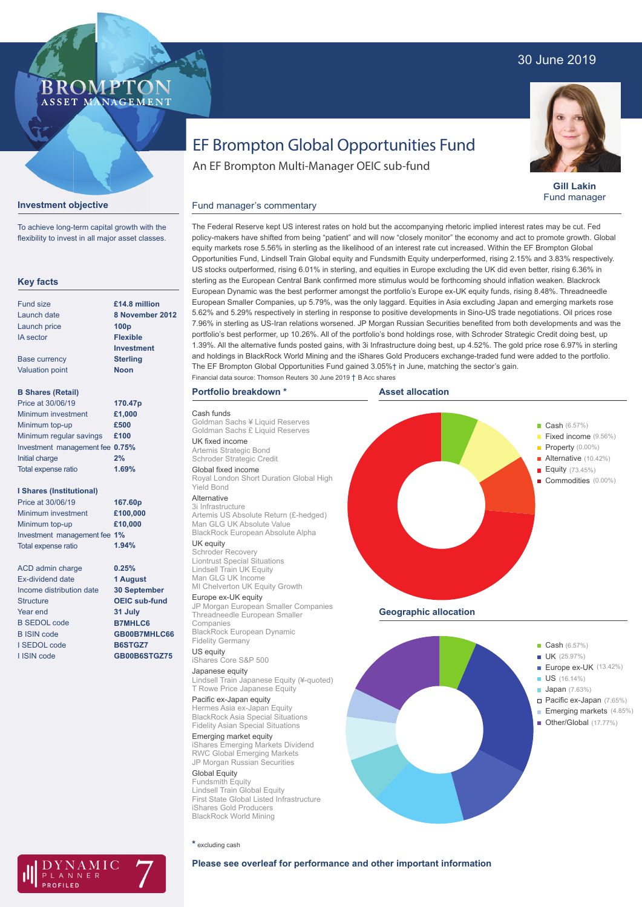30 June 2019

BROMPTON ASSET MANAGEMENT

# EF Brompton Global Opportunities Fund

An EF Brompton Multi-Manager OEIC sub-fund

**Gill Lakin**
Fund manager

## Investment objective

To achieve long-term capital growth with the flexibility to invest in all major asset classes.

## Key facts

| | |
|---|---|
| Fund size | **£14.8 million** |
| Launch date | **8 November 2012** |
| Launch price | **100p** |
| IA sector | **Flexible Investment** |
| Base currency | **Sterling** |
| Valuation point | **Noon** |

**B Shares (Retail)**

| | |
|---|---|
| Price at 30/06/19 | **170.47p** |
| Minimum investment | **£1,000** |
| Minimum top-up | **£500** |
| Minimum regular savings | **£100** |
| Investment management fee | **0.75%** |
| Initial charge | **2%** |
| Total expense ratio | **1.69%** |

**I Shares (Institutional)**

| | |
|---|---|
| Price at 30/06/19 | **167.60p** |
| Minimum investment | **£100,000** |
| Minimum top-up | **£10,000** |
| Investment management fee | **1%** |
| Total expense ratio | **1.94%** |

| | |
|---|---|
| ACD admin charge | **0.25%** |
| Ex-dividend date | **1 August** |
| Income distribution date | **30 September** |
| Structure | **OEIC sub-fund** |
| Year end | **31 July** |
| B SEDOL code | **B7MHLC6** |
| B ISIN code | **GB00B7MHLC66** |
| I SEDOL code | **B6STGZ7** |
| I ISIN code | **GB00B6STGZ75** |

## Fund manager's commentary

The Federal Reserve kept US interest rates on hold but the accompanying rhetoric implied interest rates may be cut. Fed policy-makers have shifted from being "patient" and will now "closely monitor" the economy and act to promote growth. Global equity markets rose 5.56% in sterling as the likelihood of an interest rate cut increased. Within the EF Brompton Global Opportunities Fund, Lindsell Train Global equity and Fundsmith Equity underperformed, rising 2.15% and 3.83% respectively. US stocks outperformed, rising 6.01% in sterling, and equities in Europe excluding the UK did even better, rising 6.36% in sterling as the European Central Bank confirmed more stimulus would be forthcoming should inflation weaken. Blackrock European Dynamic was the best performer amongst the portfolio's Europe ex-UK equity funds, rising 8.48%. Threadneedle European Smaller Companies, up 5.79%, was the only laggard. Equities in Asia excluding Japan and emerging markets rose 5.62% and 5.29% respectively in sterling in response to positive developments in Sino-US trade negotiations. Oil prices rose 7.96% in sterling as US-Iran relations worsened. JP Morgan Russian Securities benefited from both developments and was the portfolio's best performer, up 10.26%. All of the portfolio's bond holdings rose, with Schroder Strategic Credit doing best, up 1.39%. All the alternative funds posted gains, with 3i Infrastructure doing best, up 4.52%. The gold price rose 6.97% in sterling and holdings in BlackRock World Mining and the iShares Gold Producers exchange-traded fund were added to the portfolio. The EF Brompton Global Opportunities Fund gained 3.05%† in June, matching the sector's gain.

Financial data source: Thomson Reuters 30 June 2019 † B Acc shares

## Portfolio breakdown *

**Cash funds**
Goldman Sachs ¥ Liquid Reserves
Goldman Sachs £ Liquid Reserves

**UK fixed income**
Artemis Strategic Bond
Schroder Strategic Credit

**Global fixed income**
Royal London Short Duration Global High Yield Bond

**Alternative**
3i Infrastructure
Artemis US Absolute Return (£-hedged)
Man GLG UK Absolute Value
BlackRock European Absolute Alpha

**UK equity**
Schroder Recovery
Liontrust Special Situations
Lindsell Train UK Equity
Man GLG UK Income
MI Chelverton UK Equity Growth

**Europe ex-UK equity**
JP Morgan European Smaller Companies
Threadneedle European Smaller Companies
BlackRock European Dynamic
Fidelity Germany

**US equity**
iShares Core S&P 500

**Japanese equity**
Lindsell Train Japanese Equity (¥-quoted)
T Rowe Price Japanese Equity

**Pacific ex-Japan equity**
Hermes Asia ex-Japan Equity
BlackRock Asia Special Situations
Fidelity Asian Special Situations

**Emerging market equity**
iShares Emerging Markets Dividend
RWC Global Emerging Markets
JP Morgan Russian Securities

**Global Equity**
Fundsmith Equity
Lindsell Train Global Equity
First State Global Listed Infrastructure
iShares Gold Producers
BlackRock World Mining

* excluding cash

## Asset allocation

- Cash (6.57%)
- Fixed income (9.56%)
- Property (0.00%)
- Alternative (10.42%)
- Equity (73.45%)
- Commodities (0.00%)

## Geographic allocation

- Cash (6.57%)
- UK (25.97%)
- Europe ex-UK (13.42%)
- US (16.14%)
- Japan (7.63%)
- Pacific ex-Japan (7.65%)
- Emerging markets (4.85%)
- Other/Global (17.77%)

DYNAMIC PLANNER PROFILED 7

**Please see overleaf for performance and other important information**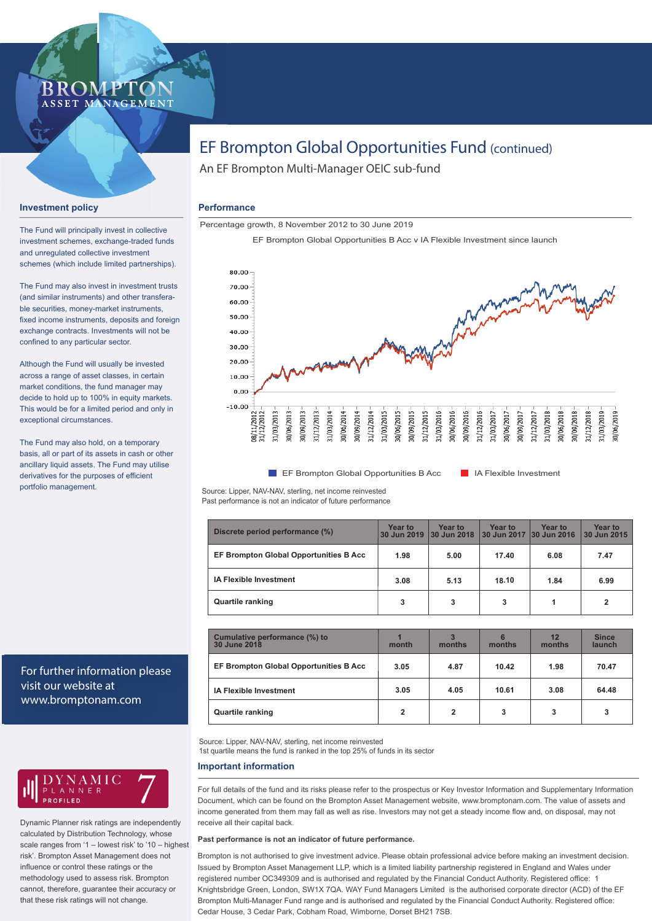# EF Brompton Global Opportunities Fund (continued)

An EF Brompton Multi-Manager OEIC sub-fund

## Investment policy

The Fund will principally invest in collective investment schemes, exchange-traded funds and unregulated collective investment schemes (which include limited partnerships).

The Fund may also invest in investment trusts (and similar instruments) and other transferable securities, money-market instruments, fixed income instruments, deposits and foreign exchange contracts. Investments will not be confined to any particular sector.

Although the Fund will usually be invested across a range of asset classes, in certain market conditions, the fund manager may decide to hold up to 100% in equity markets. This would be for a limited period and only in exceptional circumstances.

The Fund may also hold, on a temporary basis, all or part of its assets in cash or other ancillary liquid assets. The Fund may utilise derivatives for the purposes of efficient portfolio management.

For further information please visit our website at www.bromptonam.com

DYNAMIC PLANNER PROFILED 7

Dynamic Planner risk ratings are independently calculated by Distribution Technology, whose scale ranges from '1 – lowest risk' to '10 – highest risk'. Brompton Asset Management does not influence or control these ratings or the methodology used to assess risk. Brompton cannot, therefore, guarantee their accuracy or that these risk ratings will not change.

## Performance

Percentage growth, 8 November 2012 to 30 June 2019

EF Brompton Global Opportunities B Acc v IA Flexible Investment since launch

80.00
70.00
60.00
50.00
40.00
30.00
20.00
10.00
0.00
-10.00

08/11/2012, 31/12/2012, 31/03/2013, 30/06/2013, 30/09/2013, 31/12/2013, 31/03/2014, 30/06/2014, 30/09/2014, 31/12/2014, 31/03/2015, 30/06/2015, 30/09/2015, 31/12/2015, 31/03/2016, 30/06/2016, 30/09/2016, 31/12/2016, 31/03/2017, 30/06/2017, 30/09/2017, 31/12/2017, 31/03/2018, 30/06/2018, 30/09/2018, 31/12/2018, 31/03/2019, 30/06/2019

EF Brompton Global Opportunities B Acc
IA Flexible Investment

Source: Lipper, NAV-NAV, sterling, net income reinvested
Past performance is not an indicator of future performance

| Discrete period performance (%) | Year to 30 Jun 2019 | Year to 30 Jun 2018 | Year to 30 Jun 2017 | Year to 30 Jun 2016 | Year to 30 Jun 2015 |
|---|---|---|---|---|---|
| **EF Brompton Global Opportunities B Acc** | 1.98 | 5.00 | 17.40 | 6.08 | 7.47 |
| **IA Flexible Investment** | 3.08 | 5.13 | 18.10 | 1.84 | 6.99 |
| **Quartile ranking** | 3 | 3 | 3 | 1 | 2 |

| Cumulative performance (%) to 30 June 2018 | 1 month | 3 months | 6 months | 12 months | Since launch |
|---|---|---|---|---|---|
| **EF Brompton Global Opportunities B Acc** | 3.05 | 4.87 | 10.42 | 1.98 | 70.47 |
| **IA Flexible Investment** | 3.05 | 4.05 | 10.61 | 3.08 | 64.48 |
| **Quartile ranking** | 2 | 2 | 3 | 3 | 3 |

Source: Lipper, NAV-NAV, sterling, net income reinvested
1st quartile means the fund is ranked in the top 25% of funds in its sector

## Important information

For full details of the fund and its risks please refer to the prospectus or Key Investor Information and Supplementary Information Document, which can be found on the Brompton Asset Management website, www.bromptonam.com. The value of assets and income generated from them may fall as well as rise. Investors may not get a steady income flow and, on disposal, may not receive all their capital back.

**Past performance is not an indicator of future performance.**

Brompton is not authorised to give investment advice. Please obtain professional advice before making an investment decision. Issued by Brompton Asset Management LLP, which is a limited liability partnership registered in England and Wales under registered number OC349309 and is authorised and regulated by the Financial Conduct Authority. Registered office: 1 Knightsbridge Green, London, SW1X 7QA. WAY Fund Managers Limited is the authorised corporate director (ACD) of the EF Brompton Multi-Manager Fund range and is authorised and regulated by the Financial Conduct Authority. Registered office: Cedar House, 3 Cedar Park, Cobham Road, Wimborne, Dorset BH21 7SB.